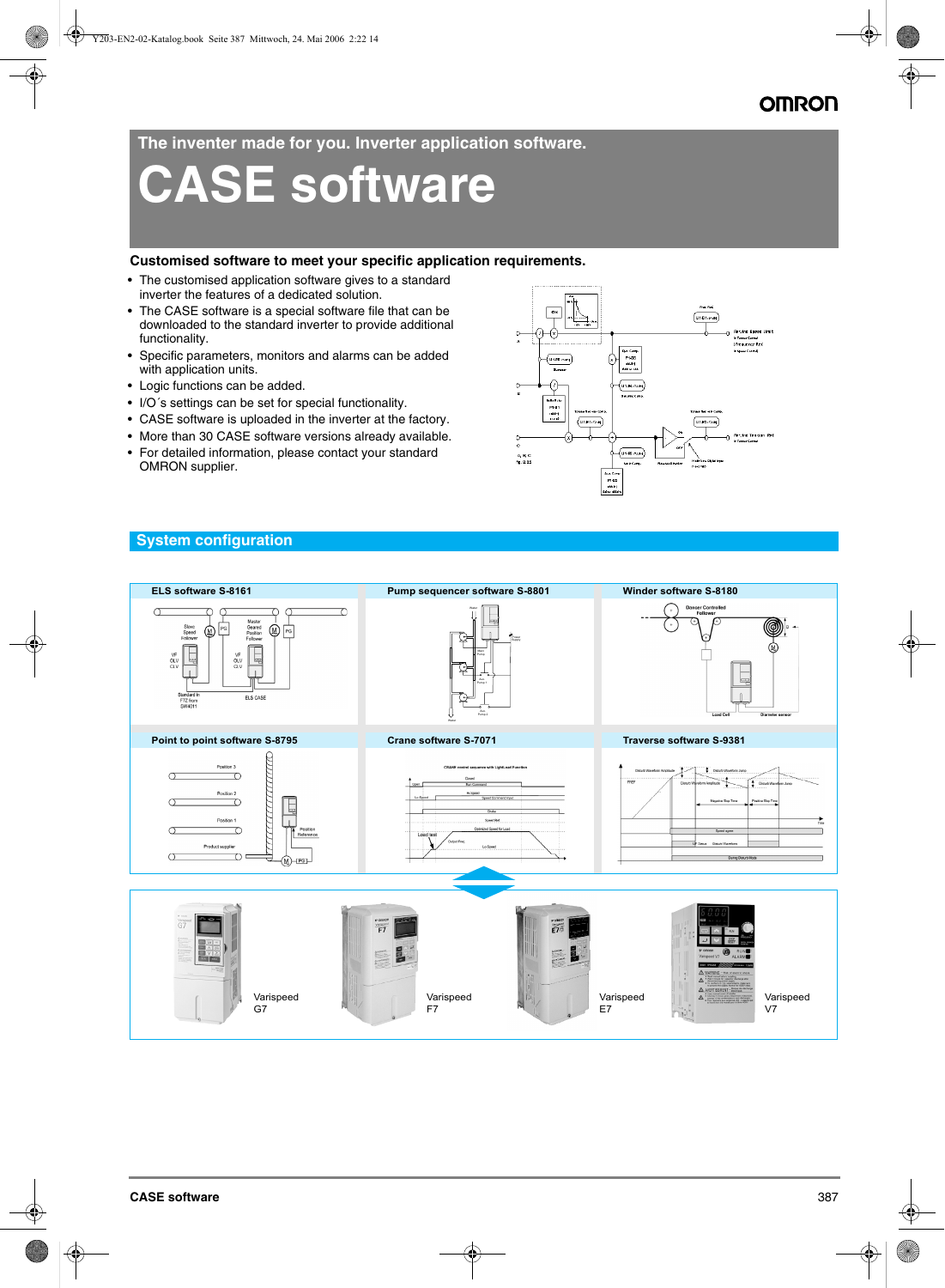# The inventer made for you. Inverter application software.

# CASE software

## Customised software to meet your specific application requirements.

- The customised application software gives to a standard inverter the features of a dedicated solution.
- The CASE software is a special software file that can be downloaded to the standard inverter to provide additional functionality.
- Specific parameters, monitors and alarms can be added with application units.
- Logic functions can be added.
- I/O´s settings can be set for special functionality.
- CASE software is uploaded in the inverter at the factory.
- More than 30 CASE software versions already available.
- For detailed information, please contact your standard OMRON supplier.

## System configuration

| ELS software S-8161 | Pump sequencer software S-8801 | Winder software S-8180 |
|---|---|---|
| Point to point software S-8795 | Crane software S-7071 | Traverse software S-9381 |

Varispeed G7

Varispeed F7

Varispeed E7

Varispeed V7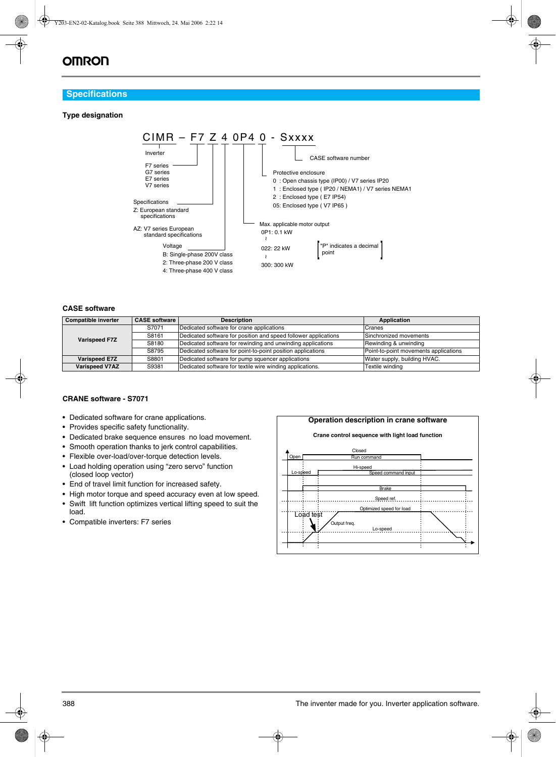## Specifications

### Type designation

CIMR – F7 Z 4 0P4 0 - Sxxxx

- Inverter
- F7 series / G7 series / E7 series / V7 series
- Specifications
  - Z: European standard specifications
  - AZ: V7 series European standard specifications
- Voltage
  - B: Single-phase 200V class
  - 2: Three-phase 200 V class
  - 4: Three-phase 400 V class
- Max. applicable motor output
  - 0P1: 0.1 kW
  - ~
  - 022: 22 kW
  - ~
  - 300: 300 kW
  - "P" indicates a decimal point
- Protective enclosure
  - 0 : Open chassis type (IP00) / V7 series IP20
  - 1 : Enclosed type ( IP20 / NEMA1) / V7 series NEMA1
  - 2 : Enclosed type ( E7 IP54)
  - 05: Enclosed type ( V7 IP65 )
- CASE software number

### CASE software

| Compatible inverter | CASE software | Description | Application |
|---|---|---|---|
| Varispeed F7Z | S7071 | Dedicated software for crane applications | Cranes |
| | S8161 | Dedicated software for position and speed follower applications | Sinchronized movements |
| | S8180 | Dedicated software for rewinding and unwinding applications | Rewinding & unwinding |
| | S8795 | Dedicated software for point-to-point position applications | Point-to-point movements applications |
| Varispeed E7Z | S8801 | Dedicated software for pump squencer applications | Water supply, building HVAC. |
| Varispeed V7AZ | S9381 | Dedicated software for textile wire winding applications. | Textile winding |

### CRANE software - S7071

- Dedicated software for crane applications.
- Provides specific safety functionality.
- Dedicated brake sequence ensures no load movement.
- Smooth operation thanks to jerk control capabilities.
- Flexible over-load/over-torque detection levels.
- Load holding operation using "zero servo" function (closed loop vector)
- End of travel limit function for increased safety.
- High motor torque and speed accuracy even at low speed.
- Swift lift function optimizes vertical lifting speed to suit the load.
- Compatible inverters: F7 series

**Operation description in crane software**

Crane control sequence with light load function

Open, Closed, Run command, Lo-speed, Hi-speed, Speed command input, Brake, Speed ref., Optimized speed for load, Load test, Output freq., Lo-speed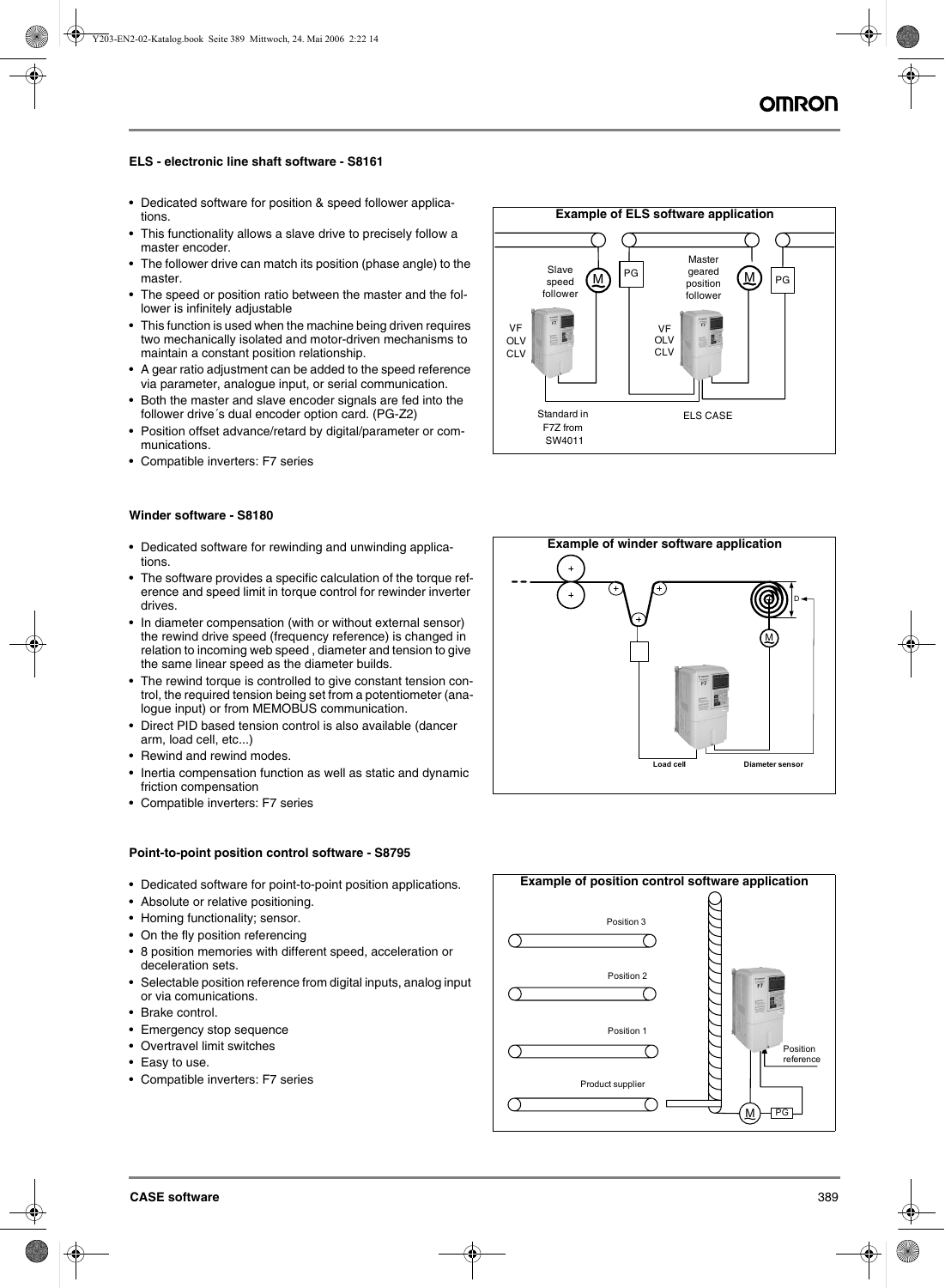### ELS - electronic line shaft software - S8161

- Dedicated software for position & speed follower applications.
- This functionality allows a slave drive to precisely follow a master encoder.
- The follower drive can match its position (phase angle) to the master.
- The speed or position ratio between the master and the follower is infinitely adjustable
- This function is used when the machine being driven requires two mechanically isolated and motor-driven mechanisms to maintain a constant position relationship.
- A gear ratio adjustment can be added to the speed reference via parameter, analogue input, or serial communication.
- Both the master and slave encoder signals are fed into the follower drive´s dual encoder option card. (PG-Z2)
- Position offset advance/retard by digital/parameter or communications.
- Compatible inverters: F7 series

**Example of ELS software application**

Slave speed follower — M — PG — Master geared position follower — M — PG

VF OLV CLV — VF OLV CLV

Standard in F7Z from SW4011 — ELS CASE

### Winder software - S8180

- Dedicated software for rewinding and unwinding applications.
- The software provides a specific calculation of the torque reference and speed limit in torque control for rewinder inverter drives.
- In diameter compensation (with or without external sensor) the rewind drive speed (frequency reference) is changed in relation to incoming web speed , diameter and tension to give the same linear speed as the diameter builds.
- The rewind torque is controlled to give constant tension control, the required tension being set from a potentiometer (analogue input) or from MEMOBUS communication.
- Direct PID based tension control is also available (dancer arm, load cell, etc...)
- Rewind and rewind modes.
- Inertia compensation function as well as static and dynamic friction compensation
- Compatible inverters: F7 series

**Example of winder software application**

D — M — Load cell — Diameter sensor

### Point-to-point position control software - S8795

- Dedicated software for point-to-point position applications.
- Absolute or relative positioning.
- Homing functionality; sensor.
- On the fly position referencing
- 8 position memories with different speed, acceleration or deceleration sets.
- Selectable position reference from digital inputs, analog input or via comunications.
- Brake control.
- Emergency stop sequence
- Overtravel limit switches
- Easy to use.
- Compatible inverters: F7 series

**Example of position control software application**

Position 3 — Position 2 — Position 1 — Product supplier — Position reference — M — PG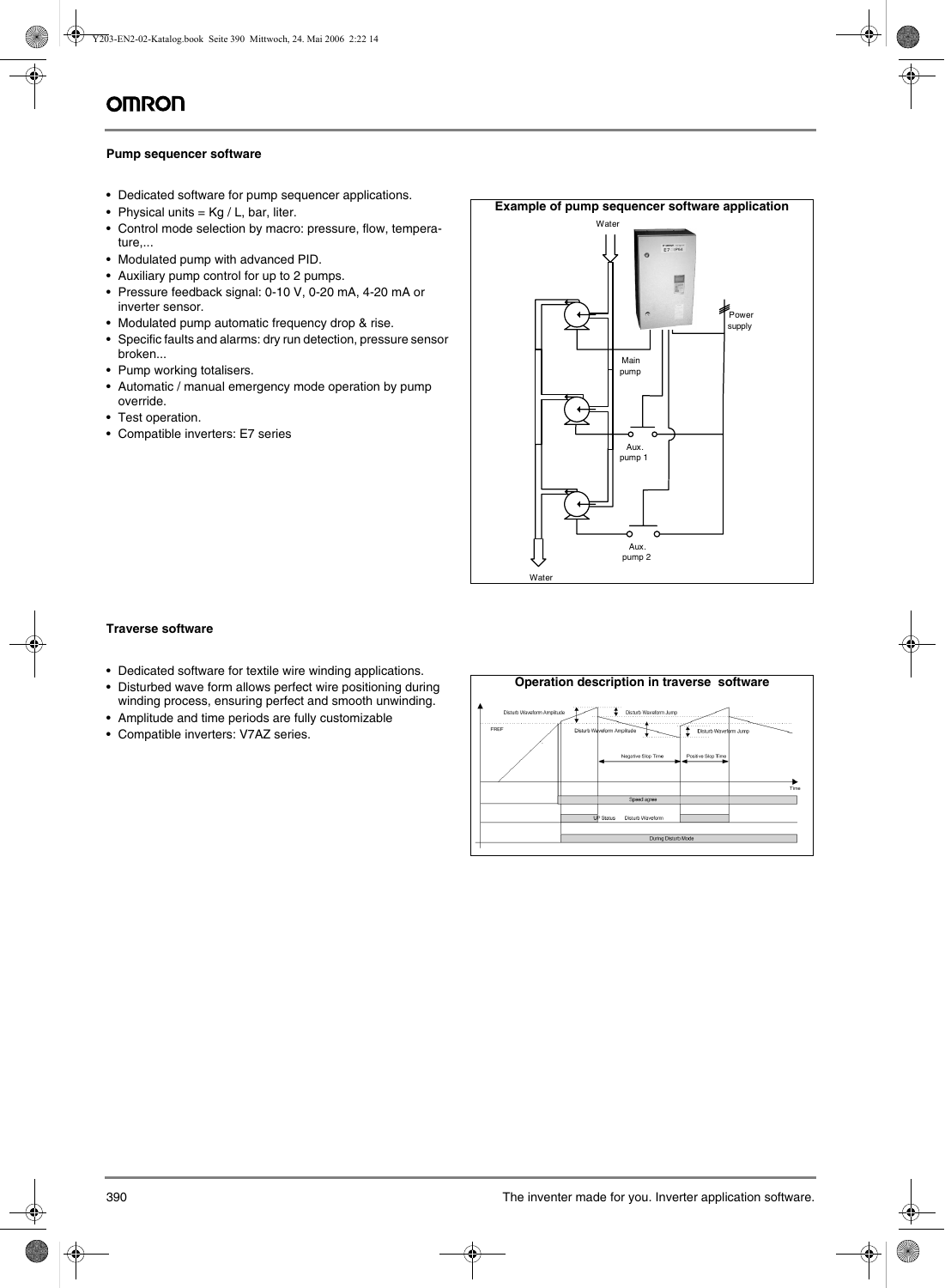## Pump sequencer software

- Dedicated software for pump sequencer applications.
- Physical units = Kg / L, bar, liter.
- Control mode selection by macro: pressure, flow, temperature,...
- Modulated pump with advanced PID.
- Auxiliary pump control for up to 2 pumps.
- Pressure feedback signal: 0-10 V, 0-20 mA, 4-20 mA or inverter sensor.
- Modulated pump automatic frequency drop & rise.
- Specific faults and alarms: dry run detection, pressure sensor broken...
- Pump working totalisers.
- Automatic / manual emergency mode operation by pump override.
- Test operation.
- Compatible inverters: E7 series

**Example of pump sequencer software application**

## Traverse software

- Dedicated software for textile wire winding applications.
- Disturbed wave form allows perfect wire positioning during winding process, ensuring perfect and smooth unwinding.
- Amplitude and time periods are fully customizable
- Compatible inverters: V7AZ series.

**Operation description in traverse software**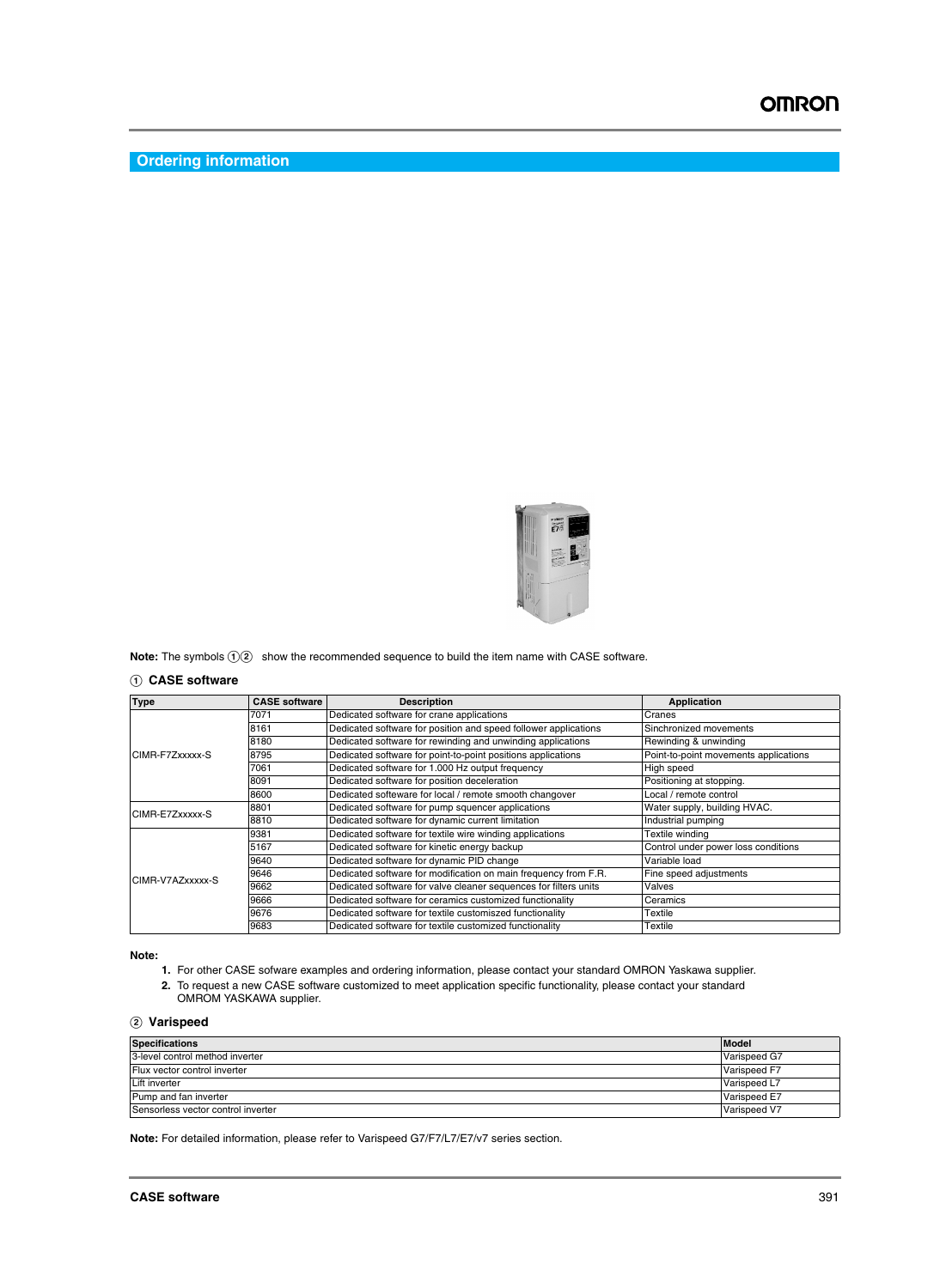## Ordering information

**Note:** The symbols ①② show the recommended sequence to build the item name with CASE software.

### ① CASE software

| Type | CASE software | Description | Application |
|---|---|---|---|
| CIMR-F7Zxxxxx-S | 7071 | Dedicated software for crane applications | Cranes |
| | 8161 | Dedicated software for position and speed follower applications | Sinchronized movements |
| | 8180 | Dedicated software for rewinding and unwinding applications | Rewinding & unwinding |
| | 8795 | Dedicated software for point-to-point positions applications | Point-to-point movements applications |
| | 7061 | Dedicated software for 1.000 Hz output frequency | High speed |
| | 8091 | Dedicated software for position deceleration | Positioning at stopping. |
| | 8600 | Dedicated softeware for local / remote smooth changover | Local / remote control |
| CIMR-E7Zxxxxx-S | 8801 | Dedicated software for pump squencer applications | Water supply, building HVAC. |
| | 8810 | Dedicated software for dynamic current limitation | Industrial pumping |
| CIMR-V7AZxxxxx-S | 9381 | Dedicated software for textile wire winding applications | Textile winding |
| | 5167 | Dedicated software for kinetic energy backup | Control under power loss conditions |
| | 9640 | Dedicated software for dynamic PID change | Variable load |
| | 9646 | Dedicated software for modification on main frequency from F.R. | Fine speed adjustments |
| | 9662 | Dedicated software for valve cleaner sequences for filters units | Valves |
| | 9666 | Dedicated software for ceramics customized functionality | Ceramics |
| | 9676 | Dedicated software for textile customiszed functionality | Textile |
| | 9683 | Dedicated software for textile customized functionality | Textile |

**Note:**

1. For other CASE sofware examples and ordering information, please contact your standard OMRON Yaskawa supplier.
2. To request a new CASE software customized to meet application specific functionality, please contact your standard OMROM YASKAWA supplier.

### ② Varispeed

| Specifications | Model |
|---|---|
| 3-level control method inverter | Varispeed G7 |
| Flux vector control inverter | Varispeed F7 |
| Lift inverter | Varispeed L7 |
| Pump and fan inverter | Varispeed E7 |
| Sensorless vector control inverter | Varispeed V7 |

**Note:** For detailed information, please refer to Varispeed G7/F7/L7/E7/v7 series section.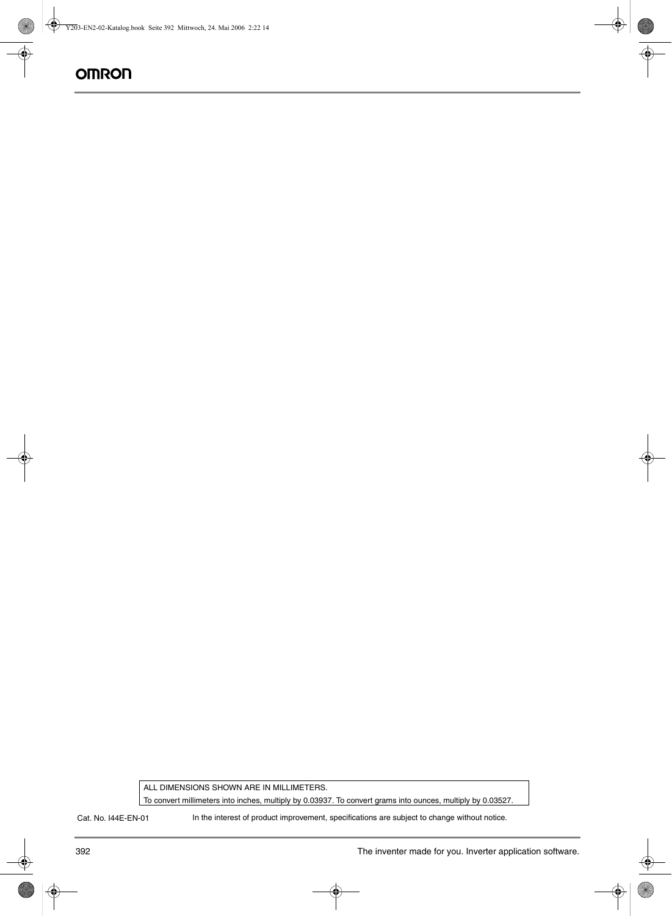ALL DIMENSIONS SHOWN ARE IN MILLIMETERS.

To convert millimeters into inches, multiply by 0.03937. To convert grams into ounces, multiply by 0.03527.

Cat. No. I44E-EN-01

In the interest of product improvement, specifications are subject to change without notice.